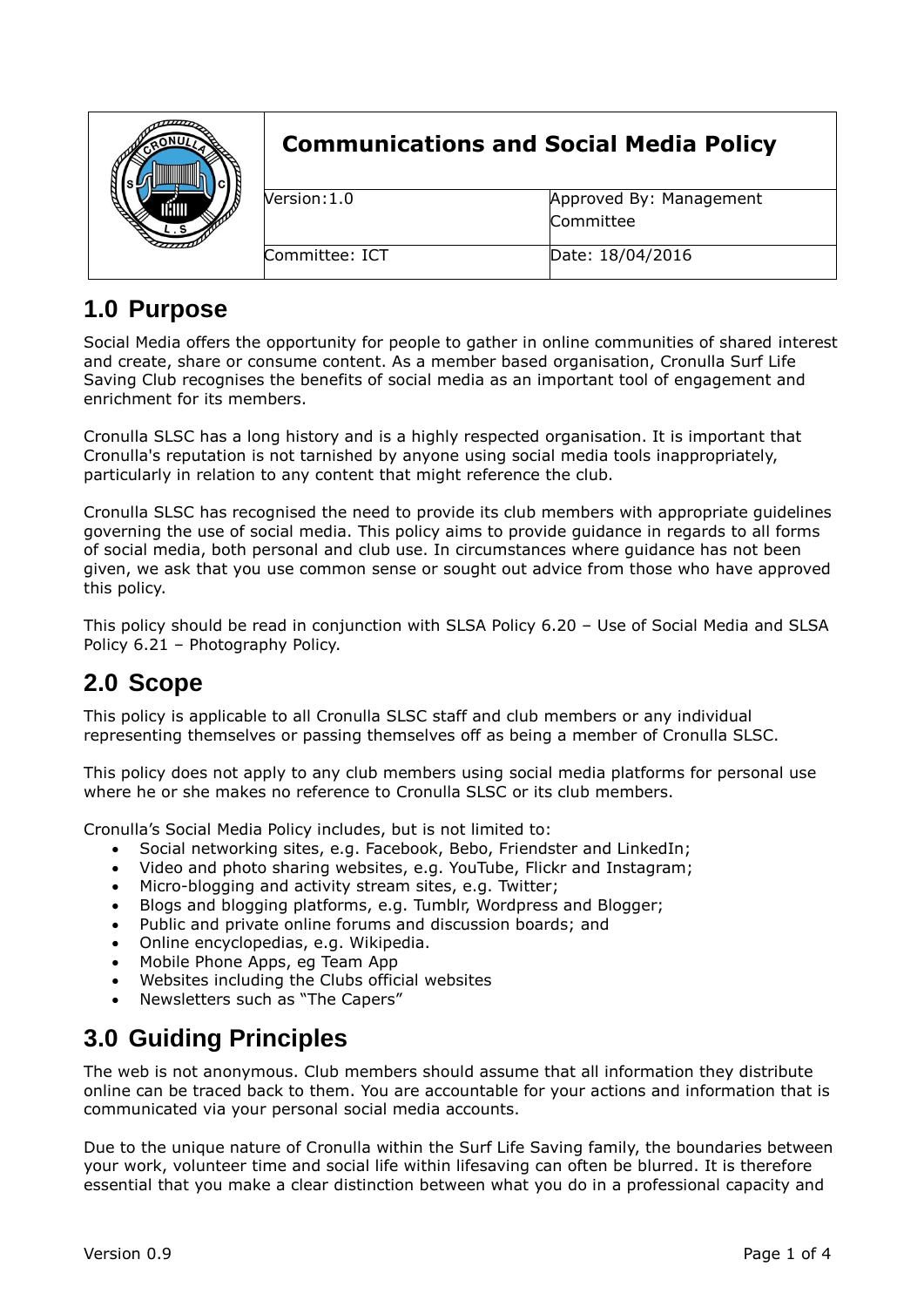| | **Communications and Social Media Policy** | |
|---|---|---|
| | Version:1.0 | Approved By: Management Committee |
| | Committee: ICT | Date: 18/04/2016 |

## 1.0 Purpose

Social Media offers the opportunity for people to gather in online communities of shared interest and create, share or consume content. As a member based organisation, Cronulla Surf Life Saving Club recognises the benefits of social media as an important tool of engagement and enrichment for its members.

Cronulla SLSC has a long history and is a highly respected organisation. It is important that Cronulla's reputation is not tarnished by anyone using social media tools inappropriately, particularly in relation to any content that might reference the club.

Cronulla SLSC has recognised the need to provide its club members with appropriate guidelines governing the use of social media. This policy aims to provide guidance in regards to all forms of social media, both personal and club use. In circumstances where guidance has not been given, we ask that you use common sense or sought out advice from those who have approved this policy.

This policy should be read in conjunction with SLSA Policy 6.20 – Use of Social Media and SLSA Policy 6.21 – Photography Policy.

## 2.0 Scope

This policy is applicable to all Cronulla SLSC staff and club members or any individual representing themselves or passing themselves off as being a member of Cronulla SLSC.

This policy does not apply to any club members using social media platforms for personal use where he or she makes no reference to Cronulla SLSC or its club members.

Cronulla's Social Media Policy includes, but is not limited to:

- Social networking sites, e.g. Facebook, Bebo, Friendster and LinkedIn;
- Video and photo sharing websites, e.g. YouTube, Flickr and Instagram;
- Micro-blogging and activity stream sites, e.g. Twitter;
- Blogs and blogging platforms, e.g. Tumblr, Wordpress and Blogger;
- Public and private online forums and discussion boards; and
- Online encyclopedias, e.g. Wikipedia.
- Mobile Phone Apps, eg Team App
- Websites including the Clubs official websites
- Newsletters such as "The Capers"

## 3.0 Guiding Principles

The web is not anonymous. Club members should assume that all information they distribute online can be traced back to them. You are accountable for your actions and information that is communicated via your personal social media accounts.

Due to the unique nature of Cronulla within the Surf Life Saving family, the boundaries between your work, volunteer time and social life within lifesaving can often be blurred. It is therefore essential that you make a clear distinction between what you do in a professional capacity and

Version 0.9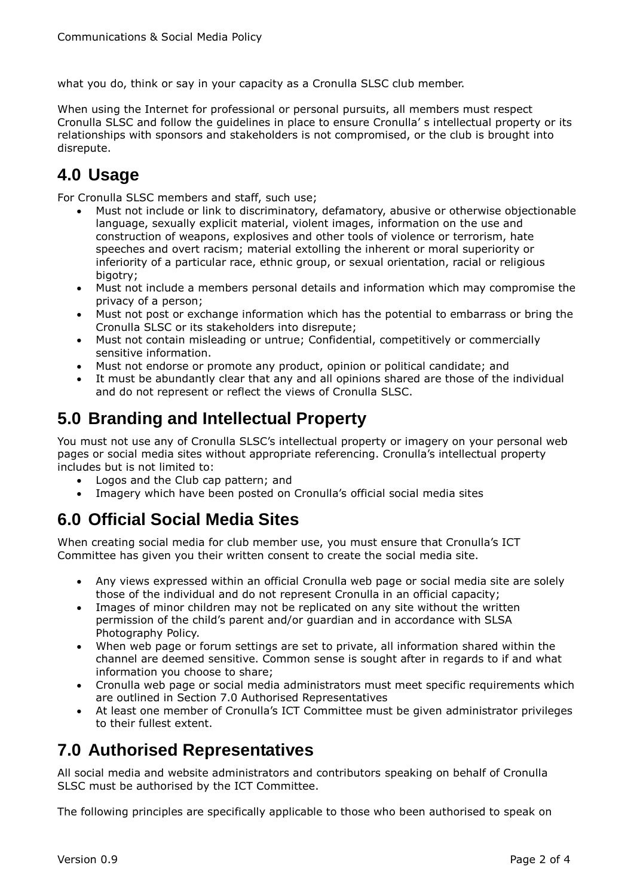what you do, think or say in your capacity as a Cronulla SLSC club member.

When using the Internet for professional or personal pursuits, all members must respect Cronulla SLSC and follow the guidelines in place to ensure Cronulla' s intellectual property or its relationships with sponsors and stakeholders is not compromised, or the club is brought into disrepute.

## 4.0 Usage

For Cronulla SLSC members and staff, such use;

- Must not include or link to discriminatory, defamatory, abusive or otherwise objectionable language, sexually explicit material, violent images, information on the use and construction of weapons, explosives and other tools of violence or terrorism, hate speeches and overt racism; material extolling the inherent or moral superiority or inferiority of a particular race, ethnic group, or sexual orientation, racial or religious bigotry;
- Must not include a members personal details and information which may compromise the privacy of a person;
- Must not post or exchange information which has the potential to embarrass or bring the Cronulla SLSC or its stakeholders into disrepute;
- Must not contain misleading or untrue; Confidential, competitively or commercially sensitive information.
- Must not endorse or promote any product, opinion or political candidate; and
- It must be abundantly clear that any and all opinions shared are those of the individual and do not represent or reflect the views of Cronulla SLSC.

## 5.0 Branding and Intellectual Property

You must not use any of Cronulla SLSC's intellectual property or imagery on your personal web pages or social media sites without appropriate referencing. Cronulla's intellectual property includes but is not limited to:

- Logos and the Club cap pattern; and
- Imagery which have been posted on Cronulla's official social media sites

## 6.0 Official Social Media Sites

When creating social media for club member use, you must ensure that Cronulla's ICT Committee has given you their written consent to create the social media site.

- Any views expressed within an official Cronulla web page or social media site are solely those of the individual and do not represent Cronulla in an official capacity;
- Images of minor children may not be replicated on any site without the written permission of the child's parent and/or guardian and in accordance with SLSA Photography Policy.
- When web page or forum settings are set to private, all information shared within the channel are deemed sensitive. Common sense is sought after in regards to if and what information you choose to share;
- Cronulla web page or social media administrators must meet specific requirements which are outlined in Section 7.0 Authorised Representatives
- At least one member of Cronulla's ICT Committee must be given administrator privileges to their fullest extent.

## 7.0 Authorised Representatives

All social media and website administrators and contributors speaking on behalf of Cronulla SLSC must be authorised by the ICT Committee.

The following principles are specifically applicable to those who been authorised to speak on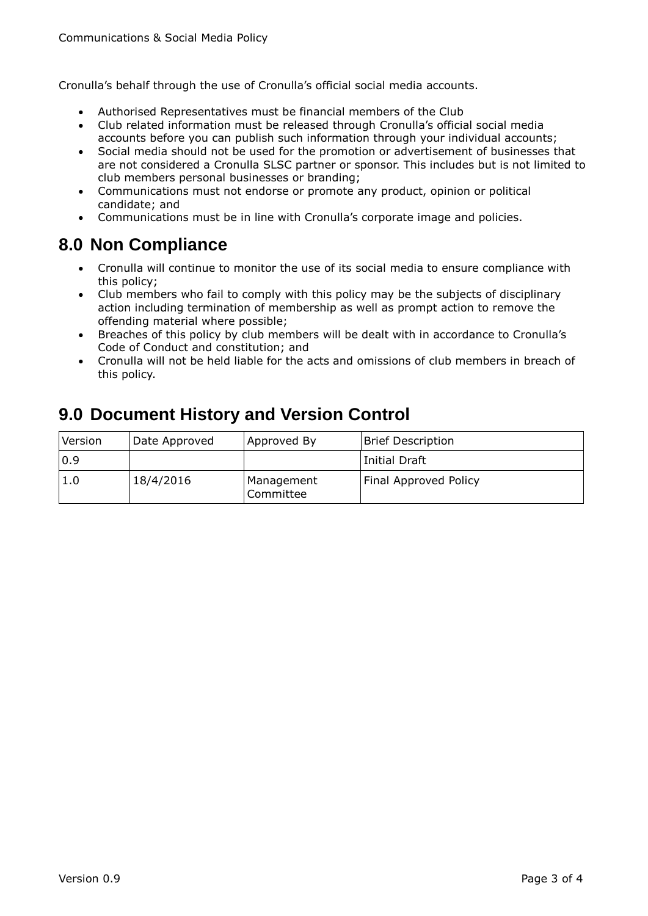Cronulla's behalf through the use of Cronulla's official social media accounts.

- Authorised Representatives must be financial members of the Club
- Club related information must be released through Cronulla's official social media accounts before you can publish such information through your individual accounts;
- Social media should not be used for the promotion or advertisement of businesses that are not considered a Cronulla SLSC partner or sponsor. This includes but is not limited to club members personal businesses or branding;
- Communications must not endorse or promote any product, opinion or political candidate; and
- Communications must be in line with Cronulla's corporate image and policies.

## 8.0 Non Compliance

- Cronulla will continue to monitor the use of its social media to ensure compliance with this policy;
- Club members who fail to comply with this policy may be the subjects of disciplinary action including termination of membership as well as prompt action to remove the offending material where possible;
- Breaches of this policy by club members will be dealt with in accordance to Cronulla's Code of Conduct and constitution; and
- Cronulla will not be held liable for the acts and omissions of club members in breach of this policy.

## 9.0 Document History and Version Control

| Version | Date Approved | Approved By | Brief Description |
|---|---|---|---|
| 0.9 | | | Initial Draft |
| 1.0 | 18/4/2016 | Management Committee | Final Approved Policy |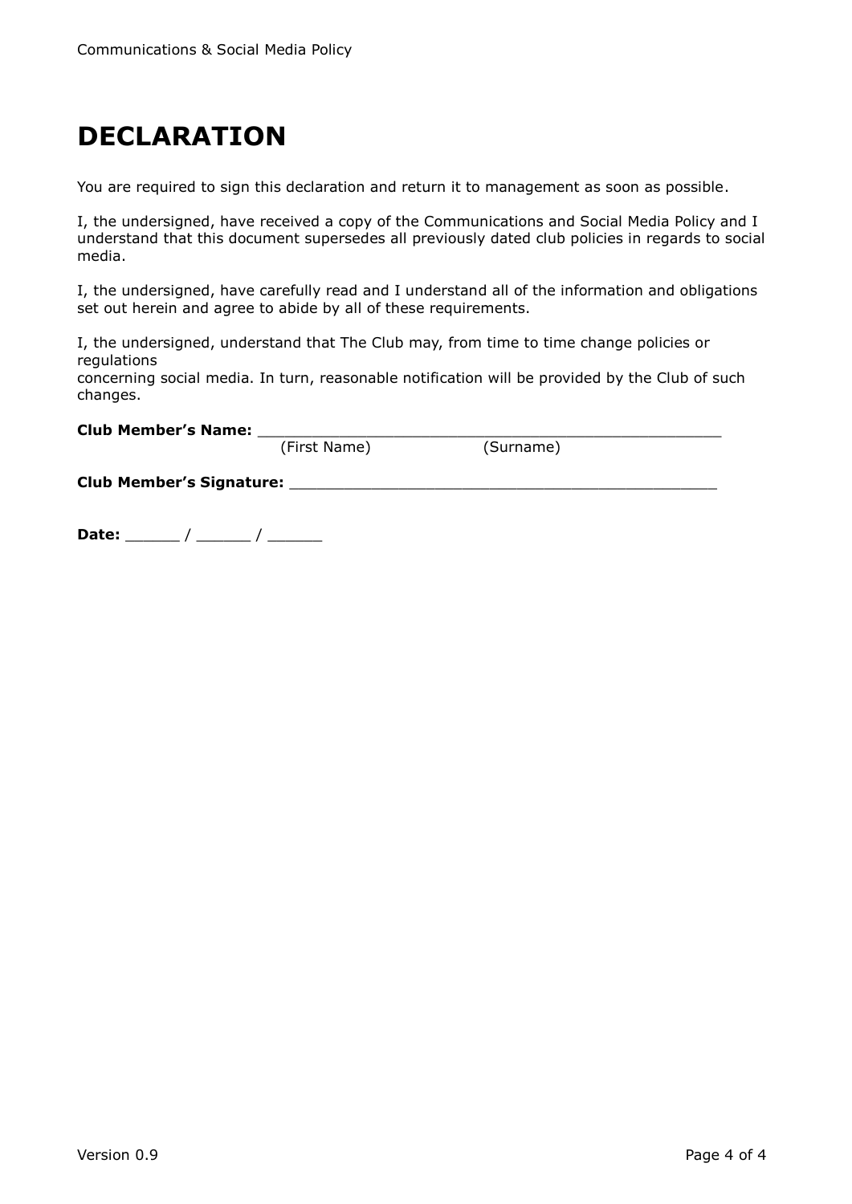# DECLARATION

You are required to sign this declaration and return it to management as soon as possible.

I, the undersigned, have received a copy of the Communications and Social Media Policy and I understand that this document supersedes all previously dated club policies in regards to social media.

I, the undersigned, have carefully read and I understand all of the information and obligations set out herein and agree to abide by all of these requirements.

I, the undersigned, understand that The Club may, from time to time change policies or regulations
concerning social media. In turn, reasonable notification will be provided by the Club of such changes.

**Club Member's Name:** ____________________________________________________
(First Name) (Surname)

**Club Member's Signature:** ________________________________________________

**Date:** ______ / ______ / ______